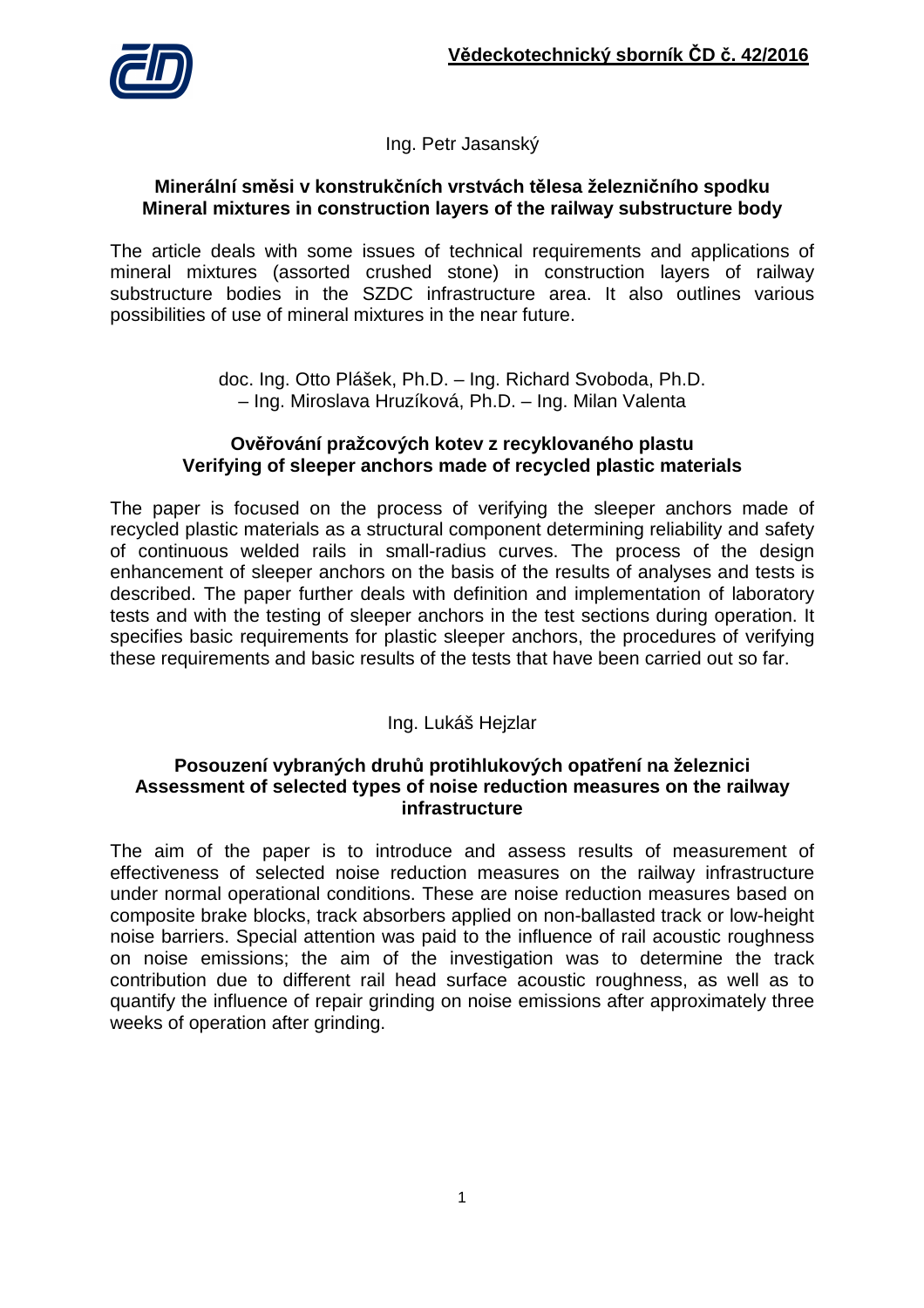Ing. Petr Jasanský

## Minerální směsi v konstrukčních vrstvách tělesa železničního spodku
## Mineral mixtures in construction layers of the railway substructure body

The article deals with some issues of technical requirements and applications of mineral mixtures (assorted crushed stone) in construction layers of railway substructure bodies in the SZDC infrastructure area. It also outlines various possibilities of use of mineral mixtures in the near future.

doc. Ing. Otto Plášek, Ph.D. – Ing. Richard Svoboda, Ph.D. – Ing. Miroslava Hruzíková, Ph.D. – Ing. Milan Valenta

## Ověřování pražcových kotev z recyklovaného plastu
## Verifying of sleeper anchors made of recycled plastic materials

The paper is focused on the process of verifying the sleeper anchors made of recycled plastic materials as a structural component determining reliability and safety of continuous welded rails in small-radius curves. The process of the design enhancement of sleeper anchors on the basis of the results of analyses and tests is described. The paper further deals with definition and implementation of laboratory tests and with the testing of sleeper anchors in the test sections during operation. It specifies basic requirements for plastic sleeper anchors, the procedures of verifying these requirements and basic results of the tests that have been carried out so far.

Ing. Lukáš Hejzlar

## Posouzení vybraných druhů protihlukových opatření na železnici
## Assessment of selected types of noise reduction measures on the railway infrastructure

The aim of the paper is to introduce and assess results of measurement of effectiveness of selected noise reduction measures on the railway infrastructure under normal operational conditions. These are noise reduction measures based on composite brake blocks, track absorbers applied on non-ballasted track or low-height noise barriers. Special attention was paid to the influence of rail acoustic roughness on noise emissions; the aim of the investigation was to determine the track contribution due to different rail head surface acoustic roughness, as well as to quantify the influence of repair grinding on noise emissions after approximately three weeks of operation after grinding.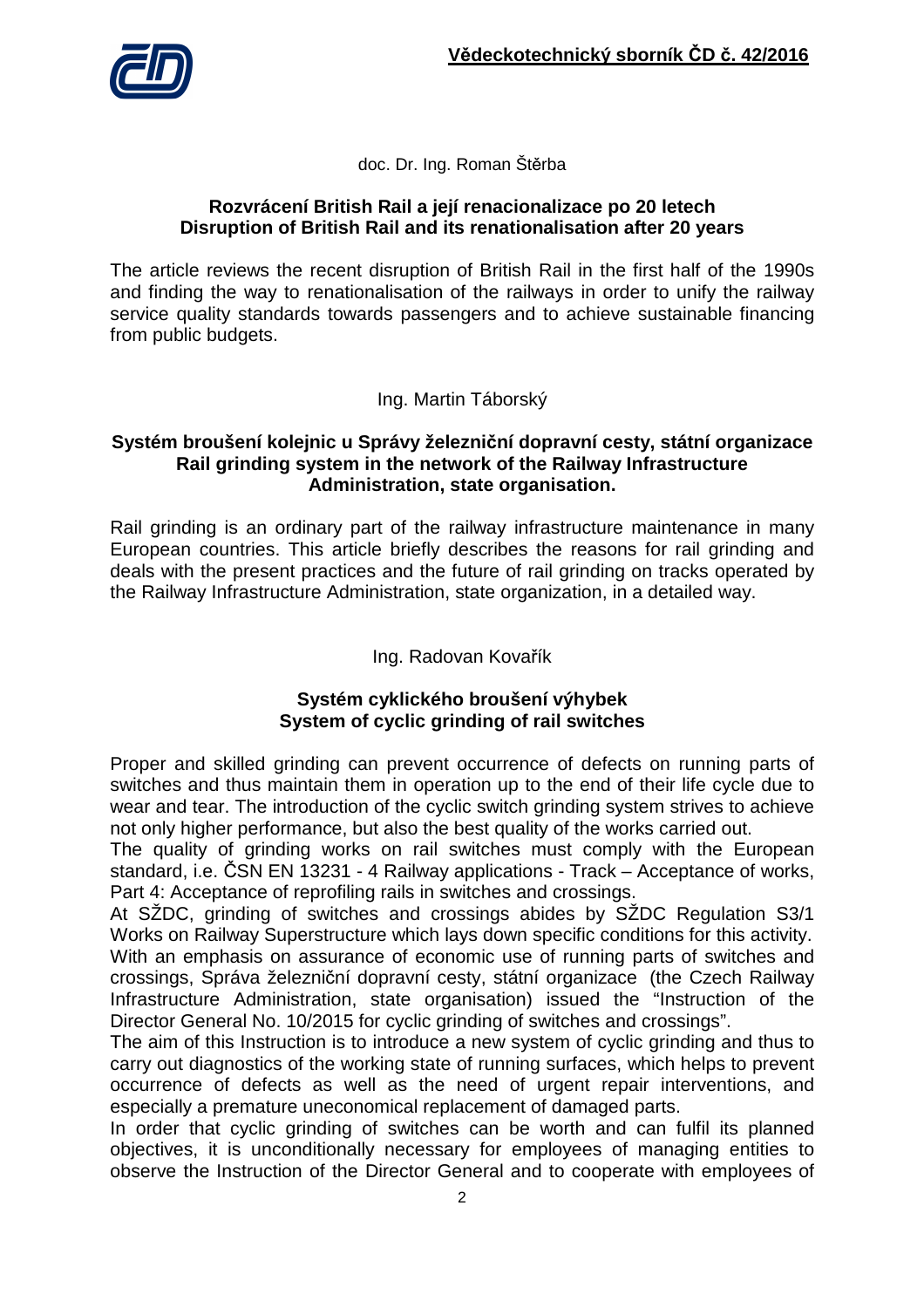doc. Dr. Ing. Roman Štěrba

**Rozvrácení British Rail a její renacionalizace po 20 letech**
**Disruption of British Rail and its renationalisation after 20 years**

The article reviews the recent disruption of British Rail in the first half of the 1990s and finding the way to renationalisation of the railways in order to unify the railway service quality standards towards passengers and to achieve sustainable financing from public budgets.

Ing. Martin Táborský

**Systém broušení kolejnic u Správy železniční dopravní cesty, státní organizace**
**Rail grinding system in the network of the Railway Infrastructure Administration, state organisation.**

Rail grinding is an ordinary part of the railway infrastructure maintenance in many European countries. This article briefly describes the reasons for rail grinding and deals with the present practices and the future of rail grinding on tracks operated by the Railway Infrastructure Administration, state organization, in a detailed way.

Ing. Radovan Kovařík

**Systém cyklického broušení výhybek**
**System of cyclic grinding of rail switches**

Proper and skilled grinding can prevent occurrence of defects on running parts of switches and thus maintain them in operation up to the end of their life cycle due to wear and tear. The introduction of the cyclic switch grinding system strives to achieve not only higher performance, but also the best quality of the works carried out.
The quality of grinding works on rail switches must comply with the European standard, i.e. ČSN EN 13231 - 4 Railway applications - Track – Acceptance of works, Part 4: Acceptance of reprofiling rails in switches and crossings.
At SŽDC, grinding of switches and crossings abides by SŽDC Regulation S3/1 Works on Railway Superstructure which lays down specific conditions for this activity.
With an emphasis on assurance of economic use of running parts of switches and crossings, Správa železniční dopravní cesty, státní organizace (the Czech Railway Infrastructure Administration, state organisation) issued the "Instruction of the Director General No. 10/2015 for cyclic grinding of switches and crossings".
The aim of this Instruction is to introduce a new system of cyclic grinding and thus to carry out diagnostics of the working state of running surfaces, which helps to prevent occurrence of defects as well as the need of urgent repair interventions, and especially a premature uneconomical replacement of damaged parts.
In order that cyclic grinding of switches can be worth and can fulfil its planned objectives, it is unconditionally necessary for employees of managing entities to observe the Instruction of the Director General and to cooperate with employees of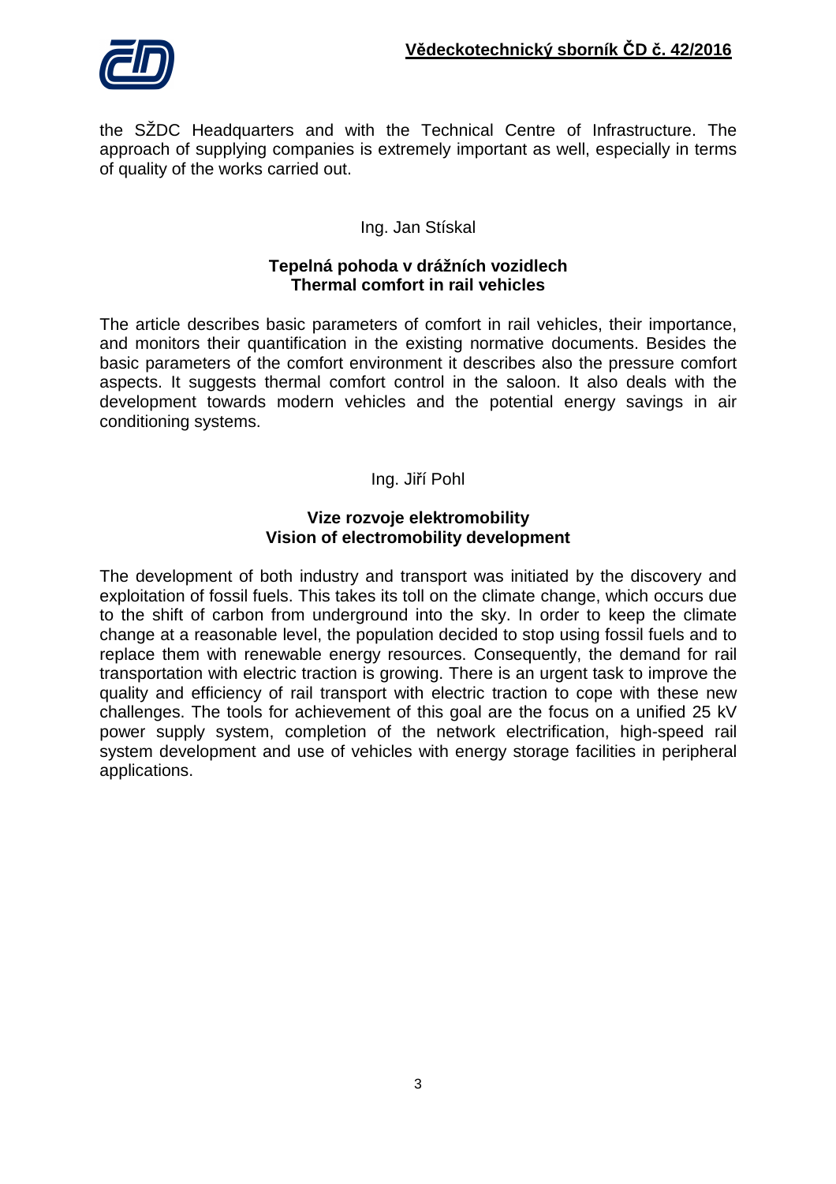the SŽDC Headquarters and with the Technical Centre of Infrastructure. The approach of supplying companies is extremely important as well, especially in terms of quality of the works carried out.

Ing. Jan Stískal

**Tepelná pohoda v drážních vozidlech**
**Thermal comfort in rail vehicles**

The article describes basic parameters of comfort in rail vehicles, their importance, and monitors their quantification in the existing normative documents. Besides the basic parameters of the comfort environment it describes also the pressure comfort aspects. It suggests thermal comfort control in the saloon. It also deals with the development towards modern vehicles and the potential energy savings in air conditioning systems.

Ing. Jiří Pohl

**Vize rozvoje elektromobility**
**Vision of electromobility development**

The development of both industry and transport was initiated by the discovery and exploitation of fossil fuels. This takes its toll on the climate change, which occurs due to the shift of carbon from underground into the sky. In order to keep the climate change at a reasonable level, the population decided to stop using fossil fuels and to replace them with renewable energy resources. Consequently, the demand for rail transportation with electric traction is growing. There is an urgent task to improve the quality and efficiency of rail transport with electric traction to cope with these new challenges. The tools for achievement of this goal are the focus on a unified 25 kV power supply system, completion of the network electrification, high-speed rail system development and use of vehicles with energy storage facilities in peripheral applications.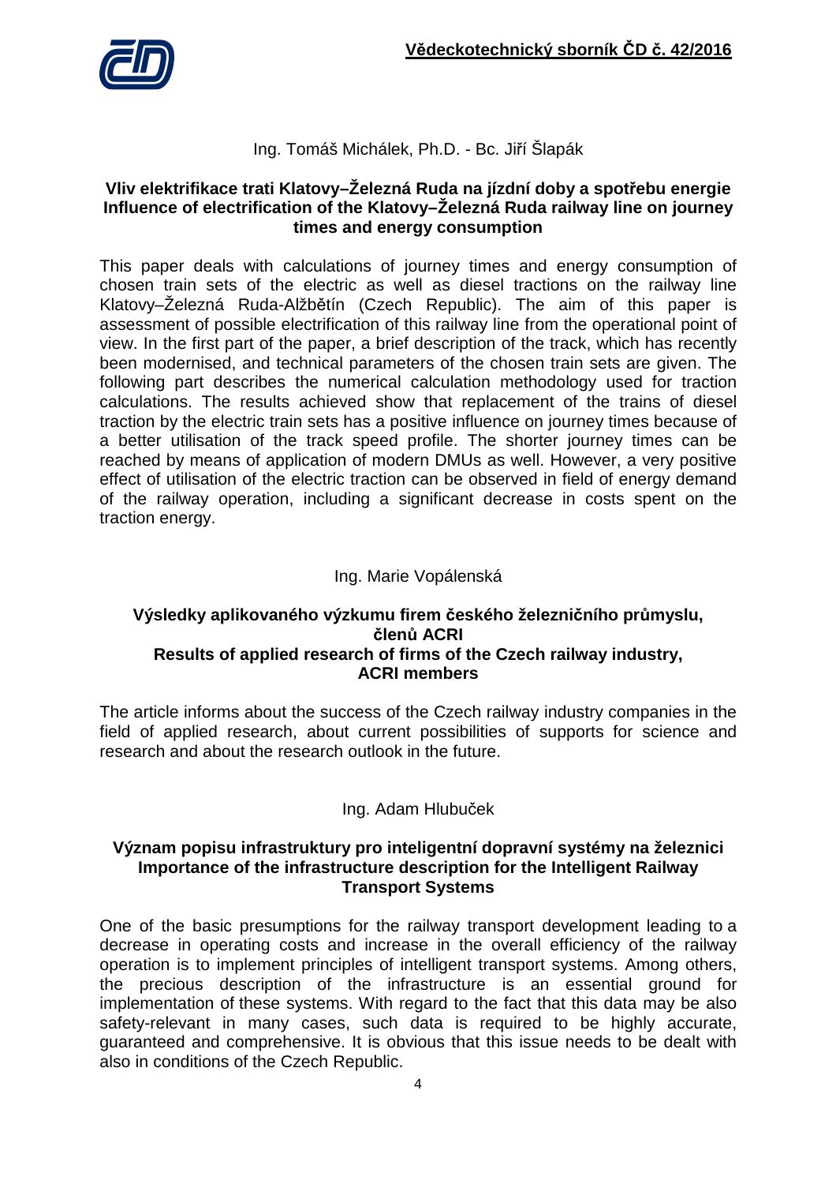Ing. Tomáš Michálek, Ph.D. - Bc. Jiří Šlapák

### Vliv elektrifikace trati Klatovy–Železná Ruda na jízdní doby a spotřebu energie
### Influence of electrification of the Klatovy–Železná Ruda railway line on journey times and energy consumption

This paper deals with calculations of journey times and energy consumption of chosen train sets of the electric as well as diesel tractions on the railway line Klatovy–Železná Ruda-Alžbětín (Czech Republic). The aim of this paper is assessment of possible electrification of this railway line from the operational point of view. In the first part of the paper, a brief description of the track, which has recently been modernised, and technical parameters of the chosen train sets are given. The following part describes the numerical calculation methodology used for traction calculations. The results achieved show that replacement of the trains of diesel traction by the electric train sets has a positive influence on journey times because of a better utilisation of the track speed profile. The shorter journey times can be reached by means of application of modern DMUs as well. However, a very positive effect of utilisation of the electric traction can be observed in field of energy demand of the railway operation, including a significant decrease in costs spent on the traction energy.

Ing. Marie Vopálenská

### Výsledky aplikovaného výzkumu firem českého železničního průmyslu, členů ACRI
### Results of applied research of firms of the Czech railway industry, ACRI members

The article informs about the success of the Czech railway industry companies in the field of applied research, about current possibilities of supports for science and research and about the research outlook in the future.

Ing. Adam Hlubuček

### Význam popisu infrastruktury pro inteligentní dopravní systémy na železnici
### Importance of the infrastructure description for the Intelligent Railway Transport Systems

One of the basic presumptions for the railway transport development leading to a decrease in operating costs and increase in the overall efficiency of the railway operation is to implement principles of intelligent transport systems. Among others, the precious description of the infrastructure is an essential ground for implementation of these systems. With regard to the fact that this data may be also safety-relevant in many cases, such data is required to be highly accurate, guaranteed and comprehensive. It is obvious that this issue needs to be dealt with also in conditions of the Czech Republic.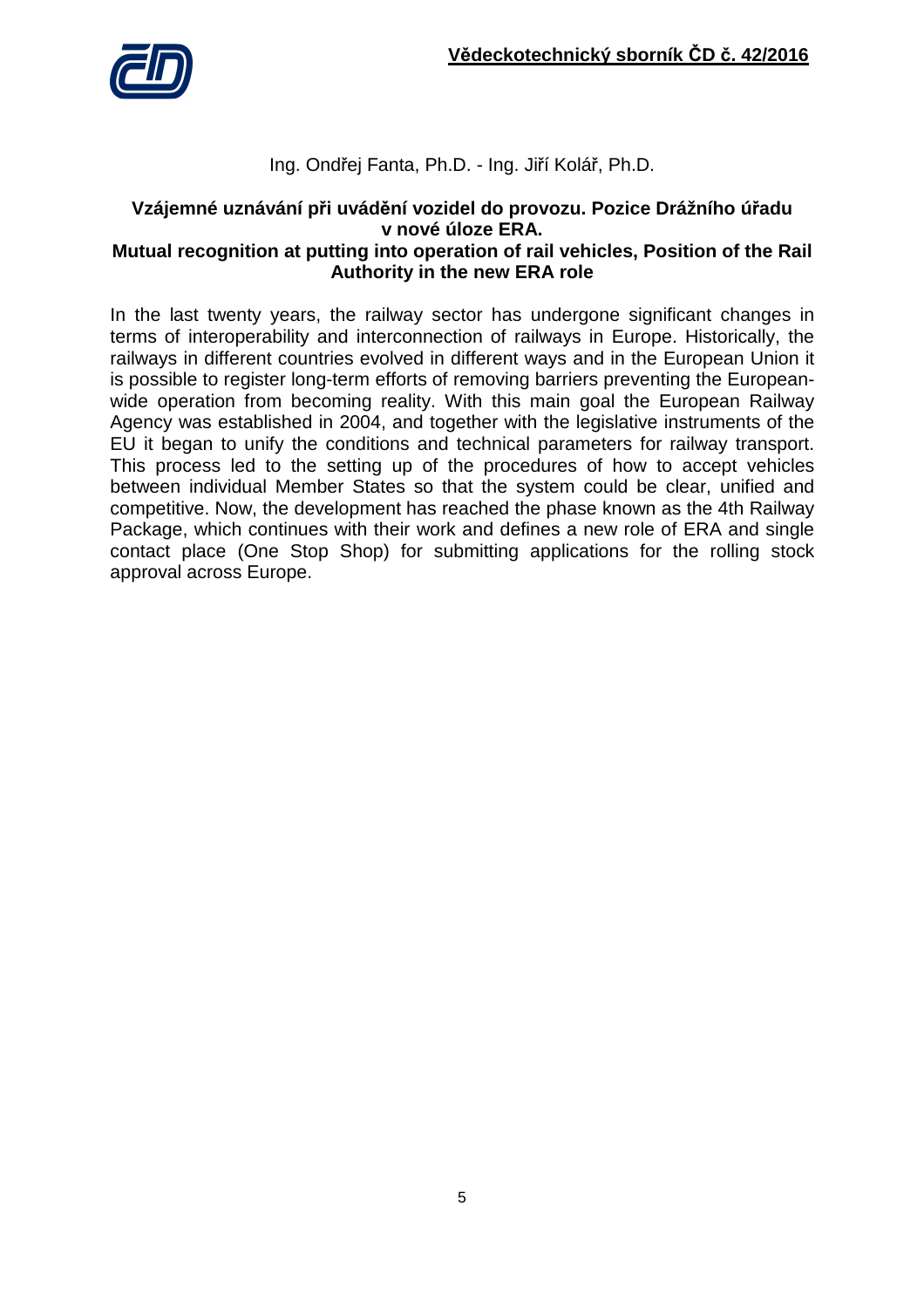Ing. Ondřej Fanta, Ph.D. - Ing. Jiří Kolář, Ph.D.

**Vzájemné uznávání při uvádění vozidel do provozu. Pozice Drážního úřadu v nové úloze ERA.**

**Mutual recognition at putting into operation of rail vehicles, Position of the Rail Authority in the new ERA role**

In the last twenty years, the railway sector has undergone significant changes in terms of interoperability and interconnection of railways in Europe. Historically, the railways in different countries evolved in different ways and in the European Union it is possible to register long-term efforts of removing barriers preventing the European-wide operation from becoming reality. With this main goal the European Railway Agency was established in 2004, and together with the legislative instruments of the EU it began to unify the conditions and technical parameters for railway transport. This process led to the setting up of the procedures of how to accept vehicles between individual Member States so that the system could be clear, unified and competitive. Now, the development has reached the phase known as the 4th Railway Package, which continues with their work and defines a new role of ERA and single contact place (One Stop Shop) for submitting applications for the rolling stock approval across Europe.